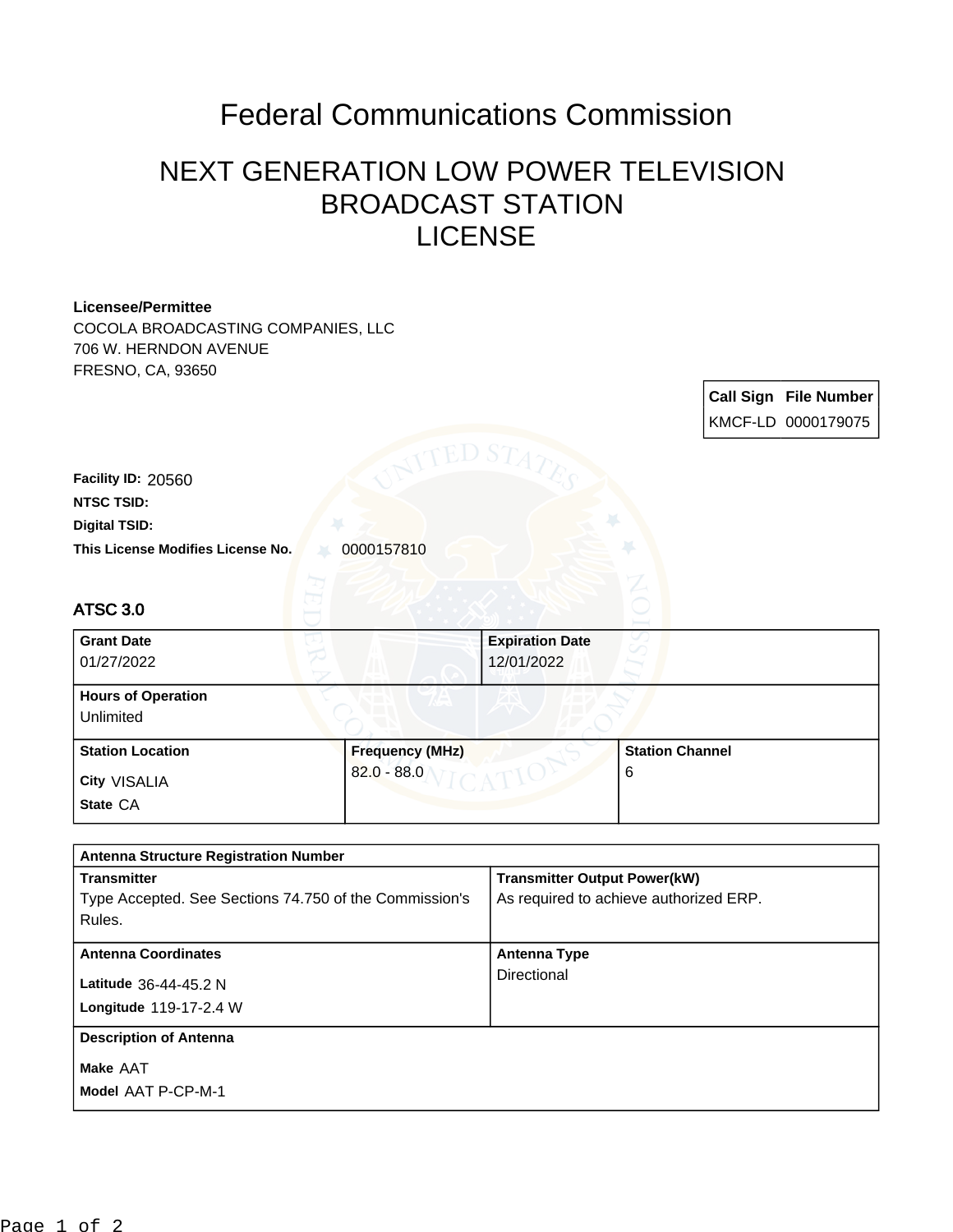# Federal Communications Commission

## NEXT GENERATION LOW POWER TELEVISION BROADCAST STATION LICENSE

**Licensee/Permittee**
COCOLA BROADCASTING COMPANIES, LLC
706 W. HERNDON AVENUE
FRESNO, CA, 93650

| Call Sign | File Number |
|---|---|
| KMCF-LD | 0000179075 |

**Facility ID:** 20560
**NTSC TSID:**
**Digital TSID:**
**This License Modifies License No.** 0000157810

### ATSC 3.0

| Grant Date | Expiration Date |
|---|---|
| 01/27/2022 | 12/01/2022 |

| Hours of Operation |
|---|
| Unlimited |

| Station Location | Frequency (MHz) | Station Channel |
|---|---|---|
| City VISALIA<br>State CA | 82.0 - 88.0 | 6 |

| Antenna Structure Registration Number | |
|---|---|
| **Transmitter**<br>Type Accepted. See Sections 74.750 of the Commission's Rules. | **Transmitter Output Power(kW)**<br>As required to achieve authorized ERP. |
| **Antenna Coordinates**<br>Latitude 36-44-45.2 N<br>Longitude 119-17-2.4 W | **Antenna Type**<br>Directional |
| **Description of Antenna**<br>Make AAT<br>Model AAT P-CP-M-1 | |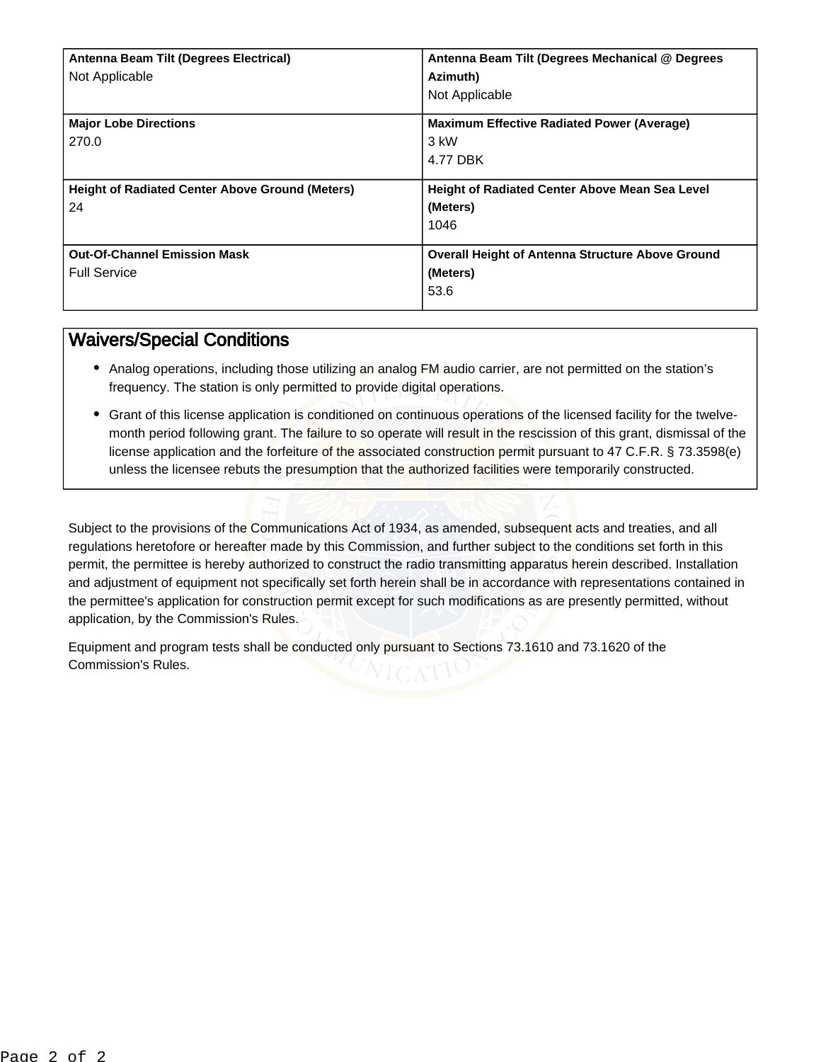| | |
|---|---|
| **Antenna Beam Tilt (Degrees Electrical)**<br>Not Applicable | **Antenna Beam Tilt (Degrees Mechanical @ Degrees Azimuth)**<br>Not Applicable |
| **Major Lobe Directions**<br>270.0 | **Maximum Effective Radiated Power (Average)**<br>3 kW<br>4.77 DBK |
| **Height of Radiated Center Above Ground (Meters)**<br>24 | **Height of Radiated Center Above Mean Sea Level (Meters)**<br>1046 |
| **Out-Of-Channel Emission Mask**<br>Full Service | **Overall Height of Antenna Structure Above Ground (Meters)**<br>53.6 |

## Waivers/Special Conditions

- Analog operations, including those utilizing an analog FM audio carrier, are not permitted on the station's frequency. The station is only permitted to provide digital operations.
- Grant of this license application is conditioned on continuous operations of the licensed facility for the twelve-month period following grant. The failure to so operate will result in the rescission of this grant, dismissal of the license application and the forfeiture of the associated construction permit pursuant to 47 C.F.R. § 73.3598(e) unless the licensee rebuts the presumption that the authorized facilities were temporarily constructed.

Subject to the provisions of the Communications Act of 1934, as amended, subsequent acts and treaties, and all regulations heretofore or hereafter made by this Commission, and further subject to the conditions set forth in this permit, the permittee is hereby authorized to construct the radio transmitting apparatus herein described. Installation and adjustment of equipment not specifically set forth herein shall be in accordance with representations contained in the permittee's application for construction permit except for such modifications as are presently permitted, without application, by the Commission's Rules.

Equipment and program tests shall be conducted only pursuant to Sections 73.1610 and 73.1620 of the Commission's Rules.